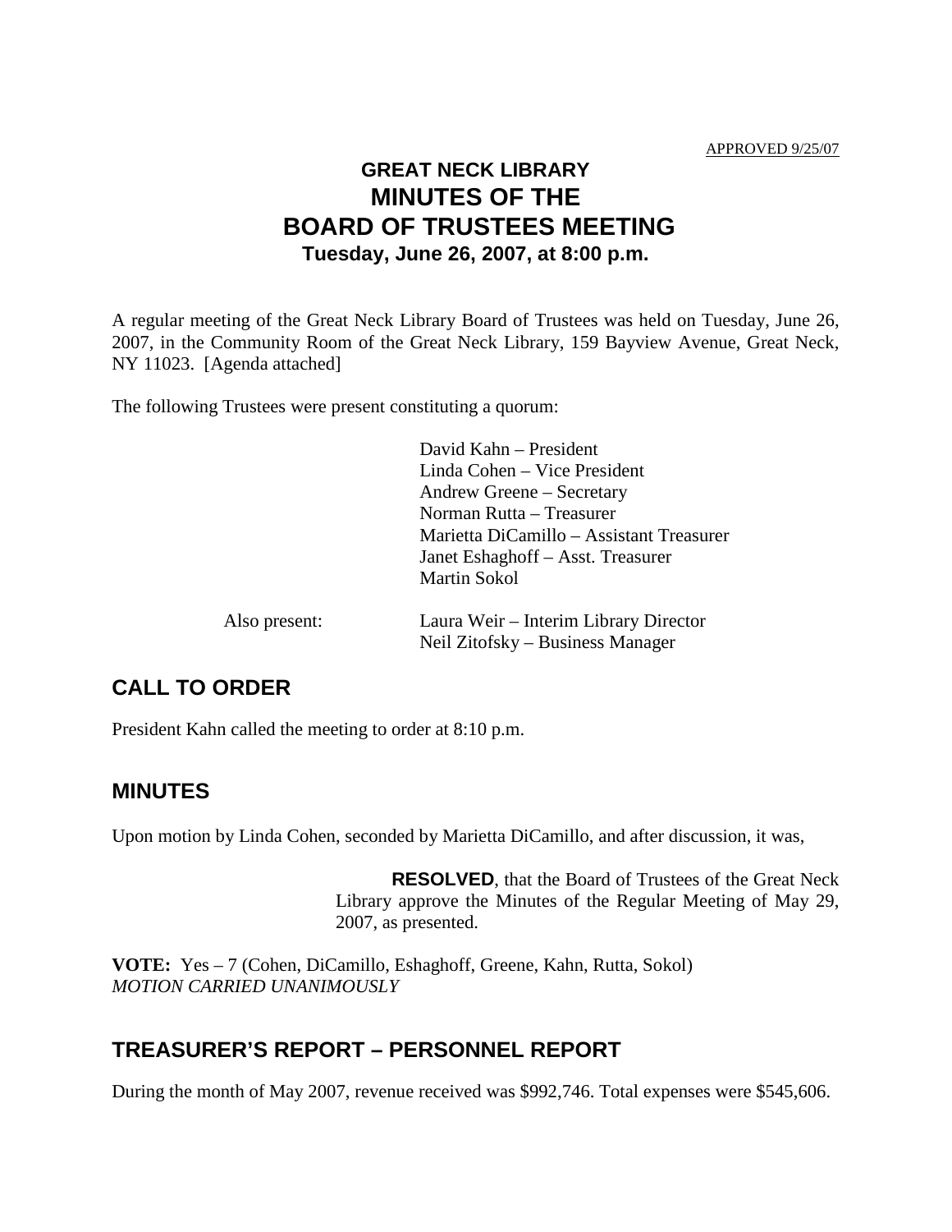APPROVED 9/25/07

# GREAT NECK LIBRARY
# MINUTES OF THE
# BOARD OF TRUSTEES MEETING
### Tuesday, June 26, 2007, at 8:00 p.m.

A regular meeting of the Great Neck Library Board of Trustees was held on Tuesday, June 26, 2007, in the Community Room of the Great Neck Library, 159 Bayview Avenue, Great Neck, NY 11023. [Agenda attached]

The following Trustees were present constituting a quorum:

David Kahn – President
Linda Cohen – Vice President
Andrew Greene – Secretary
Norman Rutta – Treasurer
Marietta DiCamillo – Assistant Treasurer
Janet Eshaghoff – Asst. Treasurer
Martin Sokol

Also present:

Laura Weir – Interim Library Director
Neil Zitofsky – Business Manager

## CALL TO ORDER

President Kahn called the meeting to order at 8:10 p.m.

## MINUTES

Upon motion by Linda Cohen, seconded by Marietta DiCamillo, and after discussion, it was,

> **RESOLVED**, that the Board of Trustees of the Great Neck Library approve the Minutes of the Regular Meeting of May 29, 2007, as presented.

**VOTE:** Yes – 7 (Cohen, DiCamillo, Eshaghoff, Greene, Kahn, Rutta, Sokol)
*MOTION CARRIED UNANIMOUSLY*

## TREASURER'S REPORT – PERSONNEL REPORT

During the month of May 2007, revenue received was $992,746. Total expenses were $545,606.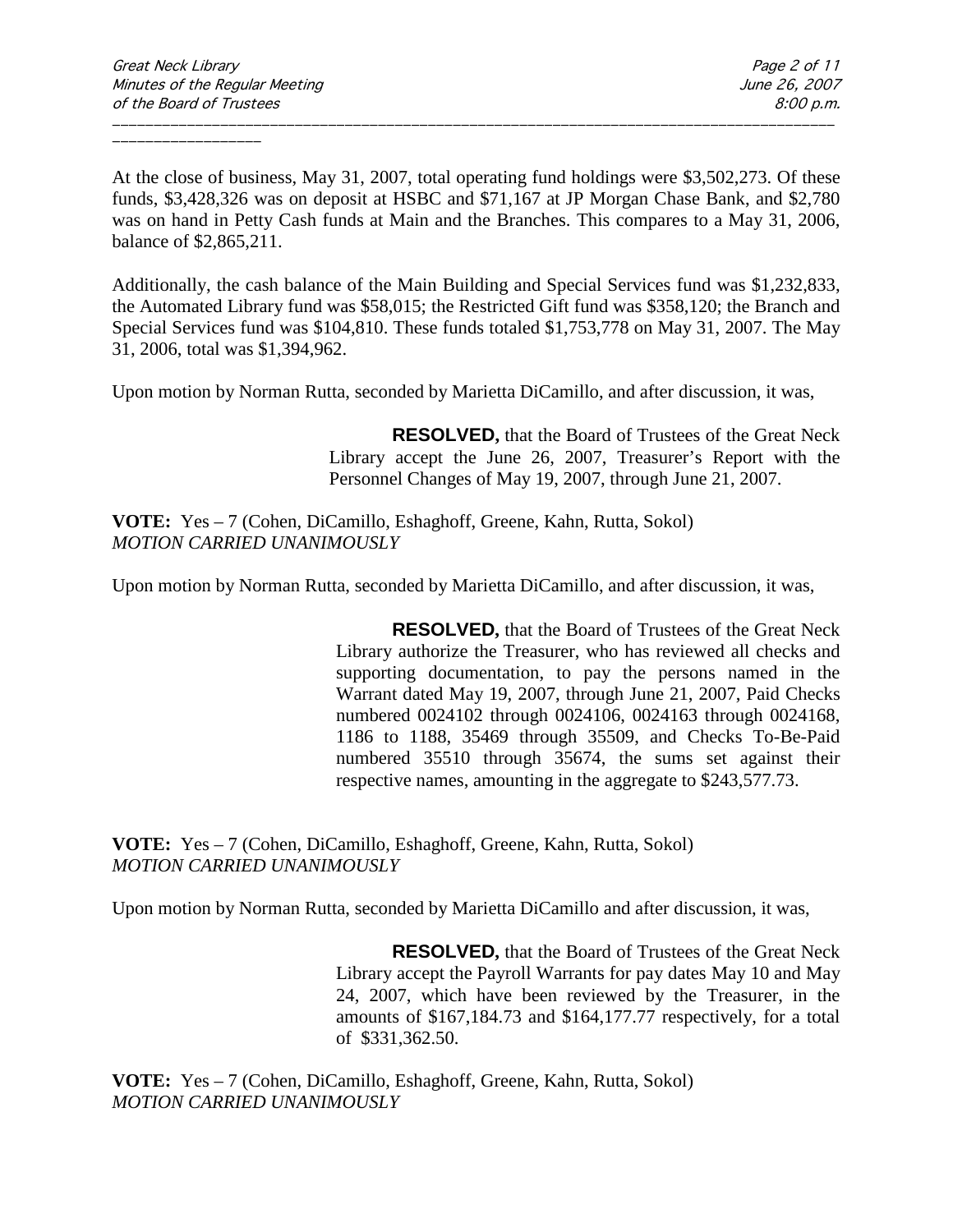At the close of business, May 31, 2007, total operating fund holdings were $3,502,273. Of these funds, $3,428,326 was on deposit at HSBC and $71,167 at JP Morgan Chase Bank, and $2,780 was on hand in Petty Cash funds at Main and the Branches. This compares to a May 31, 2006, balance of $2,865,211.

Additionally, the cash balance of the Main Building and Special Services fund was $1,232,833, the Automated Library fund was $58,015; the Restricted Gift fund was $358,120; the Branch and Special Services fund was $104,810. These funds totaled $1,753,778 on May 31, 2007. The May 31, 2006, total was $1,394,962.

Upon motion by Norman Rutta, seconded by Marietta DiCamillo, and after discussion, it was,

> **RESOLVED,** that the Board of Trustees of the Great Neck Library accept the June 26, 2007, Treasurer's Report with the Personnel Changes of May 19, 2007, through June 21, 2007.

**VOTE:** Yes – 7 (Cohen, DiCamillo, Eshaghoff, Greene, Kahn, Rutta, Sokol)
*MOTION CARRIED UNANIMOUSLY*

Upon motion by Norman Rutta, seconded by Marietta DiCamillo, and after discussion, it was,

> **RESOLVED,** that the Board of Trustees of the Great Neck Library authorize the Treasurer, who has reviewed all checks and supporting documentation, to pay the persons named in the Warrant dated May 19, 2007, through June 21, 2007, Paid Checks numbered 0024102 through 0024106, 0024163 through 0024168, 1186 to 1188, 35469 through 35509, and Checks To-Be-Paid numbered 35510 through 35674, the sums set against their respective names, amounting in the aggregate to $243,577.73.

**VOTE:** Yes – 7 (Cohen, DiCamillo, Eshaghoff, Greene, Kahn, Rutta, Sokol)
*MOTION CARRIED UNANIMOUSLY*

Upon motion by Norman Rutta, seconded by Marietta DiCamillo and after discussion, it was,

> **RESOLVED,** that the Board of Trustees of the Great Neck Library accept the Payroll Warrants for pay dates May 10 and May 24, 2007, which have been reviewed by the Treasurer, in the amounts of $167,184.73 and $164,177.77 respectively, for a total of $331,362.50.

**VOTE:** Yes – 7 (Cohen, DiCamillo, Eshaghoff, Greene, Kahn, Rutta, Sokol)
*MOTION CARRIED UNANIMOUSLY*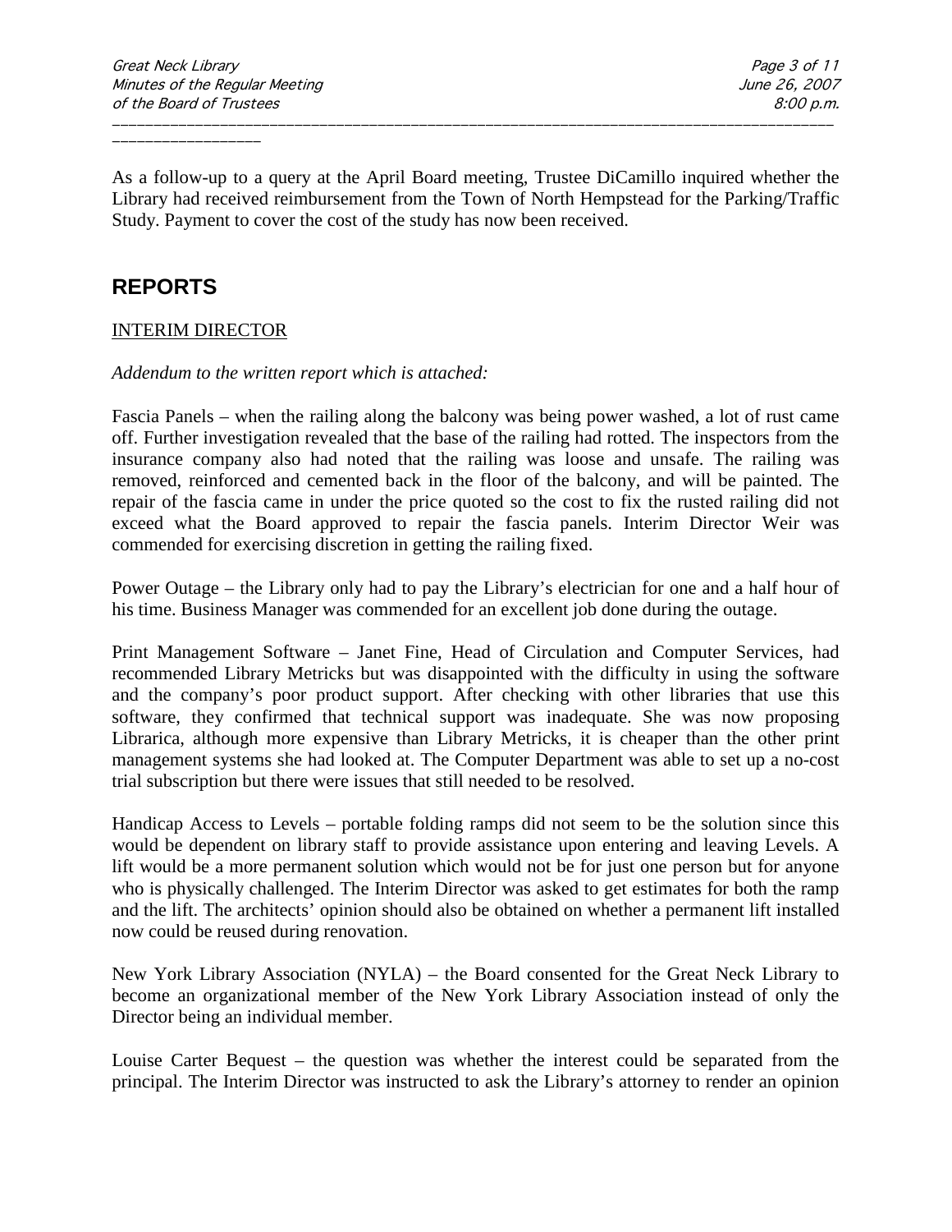As a follow-up to a query at the April Board meeting, Trustee DiCamillo inquired whether the Library had received reimbursement from the Town of North Hempstead for the Parking/Traffic Study. Payment to cover the cost of the study has now been received.

## REPORTS

INTERIM DIRECTOR

*Addendum to the written report which is attached:*

Fascia Panels – when the railing along the balcony was being power washed, a lot of rust came off. Further investigation revealed that the base of the railing had rotted. The inspectors from the insurance company also had noted that the railing was loose and unsafe. The railing was removed, reinforced and cemented back in the floor of the balcony, and will be painted. The repair of the fascia came in under the price quoted so the cost to fix the rusted railing did not exceed what the Board approved to repair the fascia panels. Interim Director Weir was commended for exercising discretion in getting the railing fixed.

Power Outage – the Library only had to pay the Library's electrician for one and a half hour of his time. Business Manager was commended for an excellent job done during the outage.

Print Management Software – Janet Fine, Head of Circulation and Computer Services, had recommended Library Metricks but was disappointed with the difficulty in using the software and the company's poor product support. After checking with other libraries that use this software, they confirmed that technical support was inadequate. She was now proposing Librarica, although more expensive than Library Metricks, it is cheaper than the other print management systems she had looked at. The Computer Department was able to set up a no-cost trial subscription but there were issues that still needed to be resolved.

Handicap Access to Levels – portable folding ramps did not seem to be the solution since this would be dependent on library staff to provide assistance upon entering and leaving Levels. A lift would be a more permanent solution which would not be for just one person but for anyone who is physically challenged. The Interim Director was asked to get estimates for both the ramp and the lift. The architects' opinion should also be obtained on whether a permanent lift installed now could be reused during renovation.

New York Library Association (NYLA) – the Board consented for the Great Neck Library to become an organizational member of the New York Library Association instead of only the Director being an individual member.

Louise Carter Bequest – the question was whether the interest could be separated from the principal. The Interim Director was instructed to ask the Library's attorney to render an opinion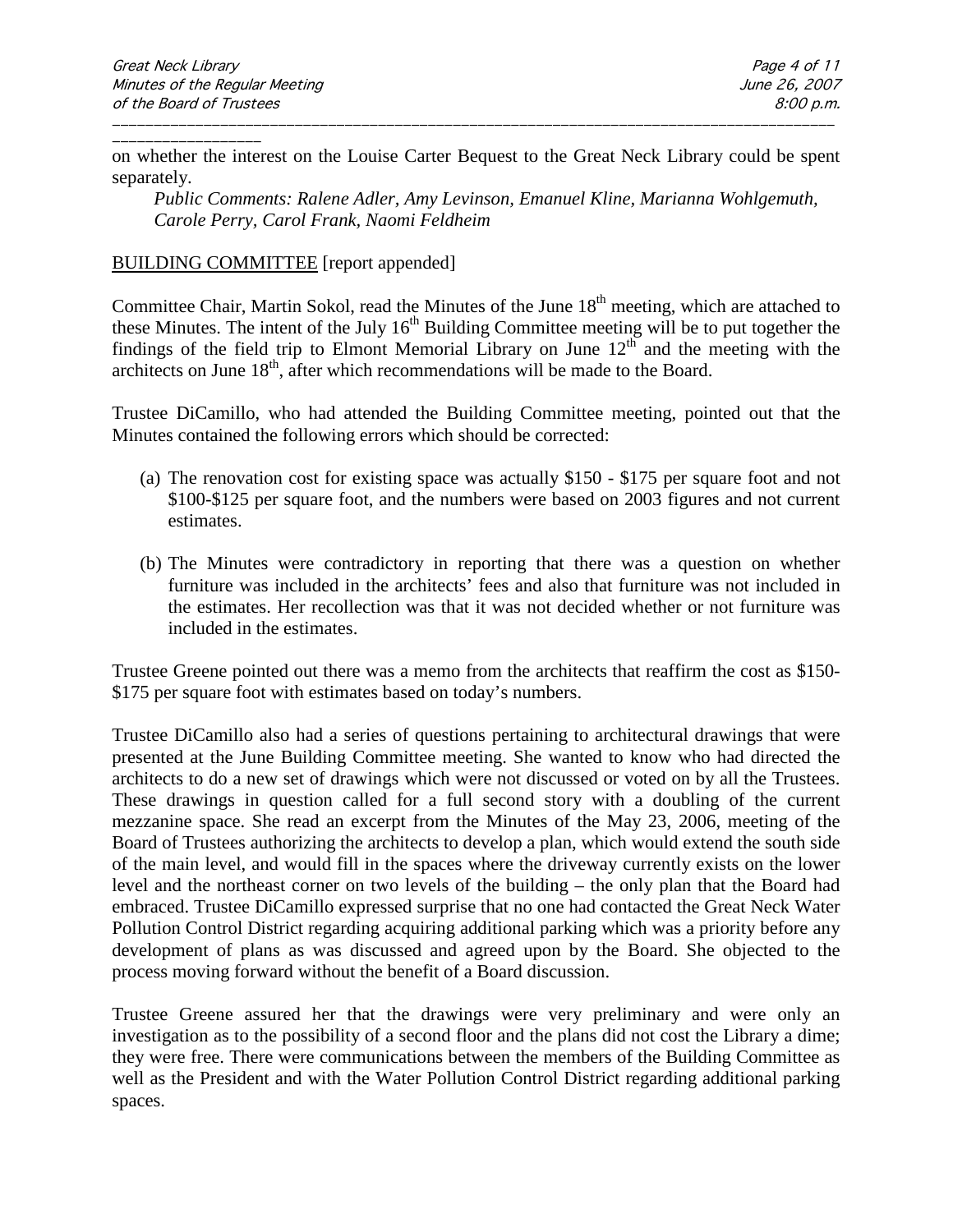on whether the interest on the Louise Carter Bequest to the Great Neck Library could be spent separately.

*Public Comments: Ralene Adler, Amy Levinson, Emanuel Kline, Marianna Wohlgemuth, Carole Perry, Carol Frank, Naomi Feldheim*

<u>BUILDING COMMITTEE</u> [report appended]

Committee Chair, Martin Sokol, read the Minutes of the June 18th meeting, which are attached to these Minutes. The intent of the July 16th Building Committee meeting will be to put together the findings of the field trip to Elmont Memorial Library on June 12th and the meeting with the architects on June 18th, after which recommendations will be made to the Board.

Trustee DiCamillo, who had attended the Building Committee meeting, pointed out that the Minutes contained the following errors which should be corrected:

(a) The renovation cost for existing space was actually $150 - $175 per square foot and not $100-$125 per square foot, and the numbers were based on 2003 figures and not current estimates.

(b) The Minutes were contradictory in reporting that there was a question on whether furniture was included in the architects' fees and also that furniture was not included in the estimates. Her recollection was that it was not decided whether or not furniture was included in the estimates.

Trustee Greene pointed out there was a memo from the architects that reaffirm the cost as $150-$175 per square foot with estimates based on today's numbers.

Trustee DiCamillo also had a series of questions pertaining to architectural drawings that were presented at the June Building Committee meeting. She wanted to know who had directed the architects to do a new set of drawings which were not discussed or voted on by all the Trustees. These drawings in question called for a full second story with a doubling of the current mezzanine space. She read an excerpt from the Minutes of the May 23, 2006, meeting of the Board of Trustees authorizing the architects to develop a plan, which would extend the south side of the main level, and would fill in the spaces where the driveway currently exists on the lower level and the northeast corner on two levels of the building – the only plan that the Board had embraced. Trustee DiCamillo expressed surprise that no one had contacted the Great Neck Water Pollution Control District regarding acquiring additional parking which was a priority before any development of plans as was discussed and agreed upon by the Board. She objected to the process moving forward without the benefit of a Board discussion.

Trustee Greene assured her that the drawings were very preliminary and were only an investigation as to the possibility of a second floor and the plans did not cost the Library a dime; they were free. There were communications between the members of the Building Committee as well as the President and with the Water Pollution Control District regarding additional parking spaces.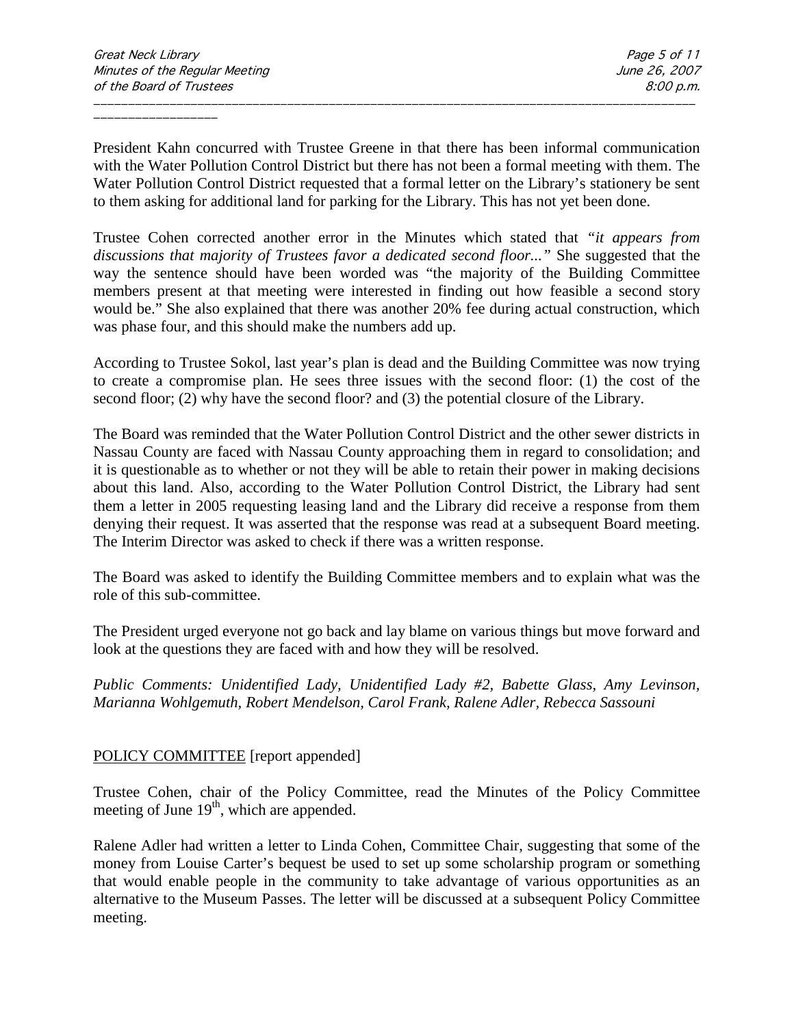President Kahn concurred with Trustee Greene in that there has been informal communication with the Water Pollution Control District but there has not been a formal meeting with them. The Water Pollution Control District requested that a formal letter on the Library's stationery be sent to them asking for additional land for parking for the Library. This has not yet been done.

Trustee Cohen corrected another error in the Minutes which stated that *"it appears from discussions that majority of Trustees favor a dedicated second floor..."* She suggested that the way the sentence should have been worded was "the majority of the Building Committee members present at that meeting were interested in finding out how feasible a second story would be." She also explained that there was another 20% fee during actual construction, which was phase four, and this should make the numbers add up.

According to Trustee Sokol, last year's plan is dead and the Building Committee was now trying to create a compromise plan. He sees three issues with the second floor: (1) the cost of the second floor; (2) why have the second floor? and (3) the potential closure of the Library.

The Board was reminded that the Water Pollution Control District and the other sewer districts in Nassau County are faced with Nassau County approaching them in regard to consolidation; and it is questionable as to whether or not they will be able to retain their power in making decisions about this land. Also, according to the Water Pollution Control District, the Library had sent them a letter in 2005 requesting leasing land and the Library did receive a response from them denying their request. It was asserted that the response was read at a subsequent Board meeting. The Interim Director was asked to check if there was a written response.

The Board was asked to identify the Building Committee members and to explain what was the role of this sub-committee.

The President urged everyone not go back and lay blame on various things but move forward and look at the questions they are faced with and how they will be resolved.

*Public Comments: Unidentified Lady, Unidentified Lady #2, Babette Glass, Amy Levinson, Marianna Wohlgemuth, Robert Mendelson, Carol Frank, Ralene Adler, Rebecca Sassouni*

POLICY COMMITTEE [report appended]

Trustee Cohen, chair of the Policy Committee, read the Minutes of the Policy Committee meeting of June 19th, which are appended.

Ralene Adler had written a letter to Linda Cohen, Committee Chair, suggesting that some of the money from Louise Carter's bequest be used to set up some scholarship program or something that would enable people in the community to take advantage of various opportunities as an alternative to the Museum Passes. The letter will be discussed at a subsequent Policy Committee meeting.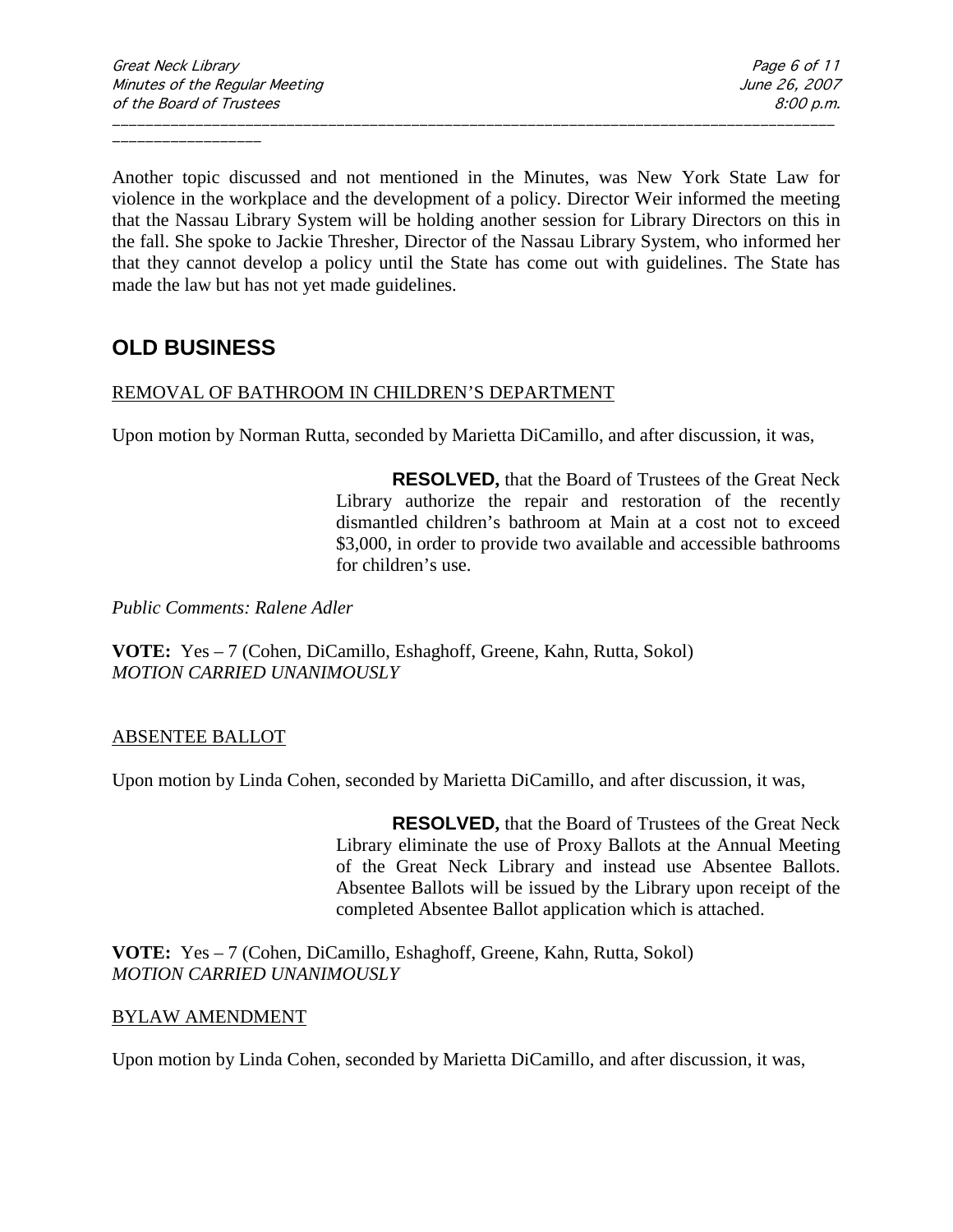Another topic discussed and not mentioned in the Minutes, was New York State Law for violence in the workplace and the development of a policy. Director Weir informed the meeting that the Nassau Library System will be holding another session for Library Directors on this in the fall. She spoke to Jackie Thresher, Director of the Nassau Library System, who informed her that they cannot develop a policy until the State has come out with guidelines. The State has made the law but has not yet made guidelines.

## OLD BUSINESS

REMOVAL OF BATHROOM IN CHILDREN'S DEPARTMENT

Upon motion by Norman Rutta, seconded by Marietta DiCamillo, and after discussion, it was,

> **RESOLVED,** that the Board of Trustees of the Great Neck Library authorize the repair and restoration of the recently dismantled children's bathroom at Main at a cost not to exceed $3,000, in order to provide two available and accessible bathrooms for children's use.

*Public Comments: Ralene Adler*

**VOTE:** Yes – 7 (Cohen, DiCamillo, Eshaghoff, Greene, Kahn, Rutta, Sokol)
*MOTION CARRIED UNANIMOUSLY*

ABSENTEE BALLOT

Upon motion by Linda Cohen, seconded by Marietta DiCamillo, and after discussion, it was,

> **RESOLVED,** that the Board of Trustees of the Great Neck Library eliminate the use of Proxy Ballots at the Annual Meeting of the Great Neck Library and instead use Absentee Ballots. Absentee Ballots will be issued by the Library upon receipt of the completed Absentee Ballot application which is attached.

**VOTE:** Yes – 7 (Cohen, DiCamillo, Eshaghoff, Greene, Kahn, Rutta, Sokol)
*MOTION CARRIED UNANIMOUSLY*

BYLAW AMENDMENT

Upon motion by Linda Cohen, seconded by Marietta DiCamillo, and after discussion, it was,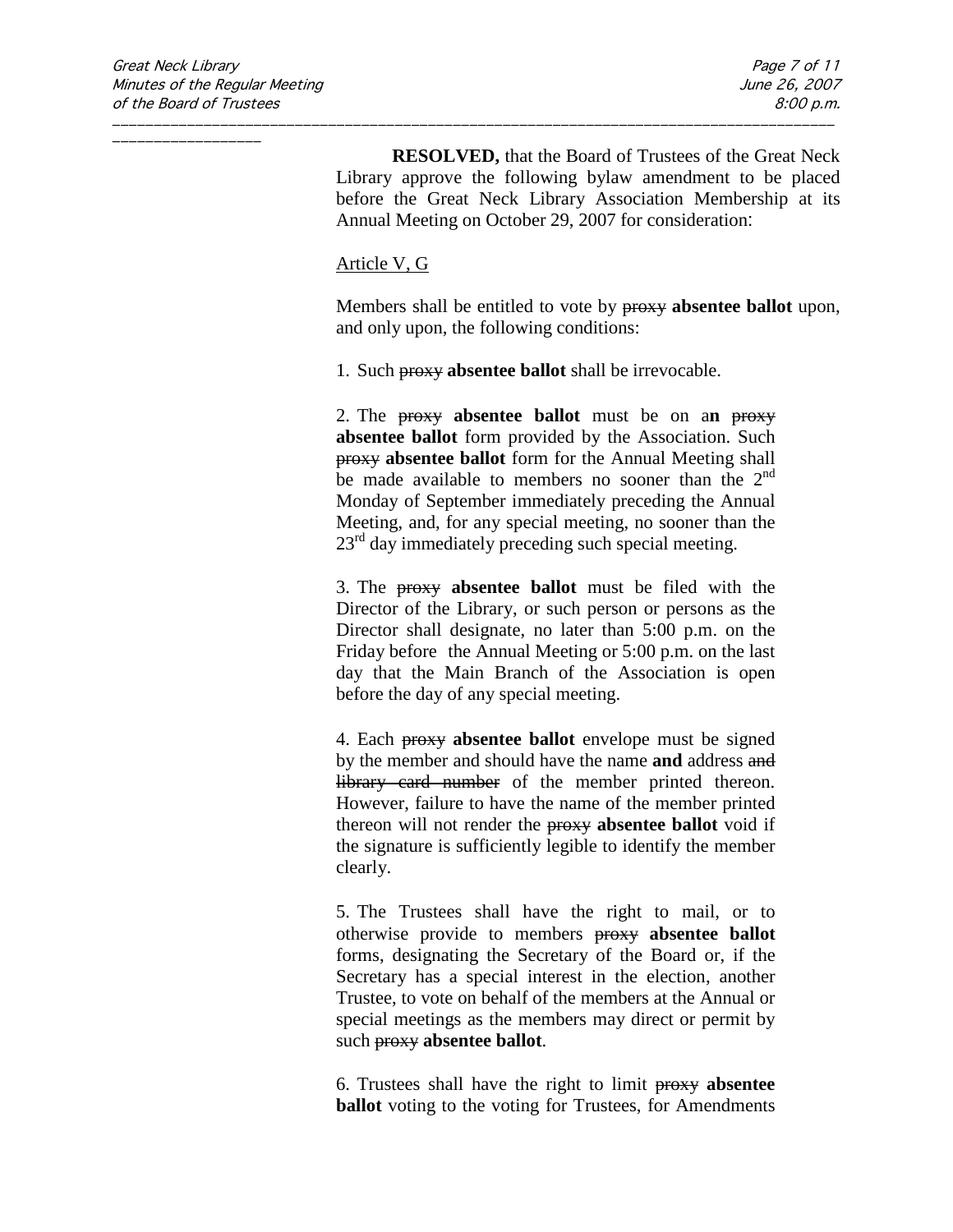**RESOLVED,** that the Board of Trustees of the Great Neck Library approve the following bylaw amendment to be placed before the Great Neck Library Association Membership at its Annual Meeting on October 29, 2007 for consideration:

<u>Article V, G</u>

Members shall be entitled to vote by ~~proxy~~ **absentee ballot** upon, and only upon, the following conditions:

1. Such ~~proxy~~ **absentee ballot** shall be irrevocable.

2. The ~~proxy~~ **absentee ballot** must be on a**n** ~~proxy~~ **absentee ballot** form provided by the Association. Such ~~proxy~~ **absentee ballot** form for the Annual Meeting shall be made available to members no sooner than the 2nd Monday of September immediately preceding the Annual Meeting, and, for any special meeting, no sooner than the 23rd day immediately preceding such special meeting.

3. The ~~proxy~~ **absentee ballot** must be filed with the Director of the Library, or such person or persons as the Director shall designate, no later than 5:00 p.m. on the Friday before the Annual Meeting or 5:00 p.m. on the last day that the Main Branch of the Association is open before the day of any special meeting.

4. Each ~~proxy~~ **absentee ballot** envelope must be signed by the member and should have the name **and** address ~~and library card number~~ of the member printed thereon. However, failure to have the name of the member printed thereon will not render the ~~proxy~~ **absentee ballot** void if the signature is sufficiently legible to identify the member clearly.

5. The Trustees shall have the right to mail, or to otherwise provide to members ~~proxy~~ **absentee ballot** forms, designating the Secretary of the Board or, if the Secretary has a special interest in the election, another Trustee, to vote on behalf of the members at the Annual or special meetings as the members may direct or permit by such ~~proxy~~ **absentee ballot**.

6. Trustees shall have the right to limit ~~proxy~~ **absentee ballot** voting to the voting for Trustees, for Amendments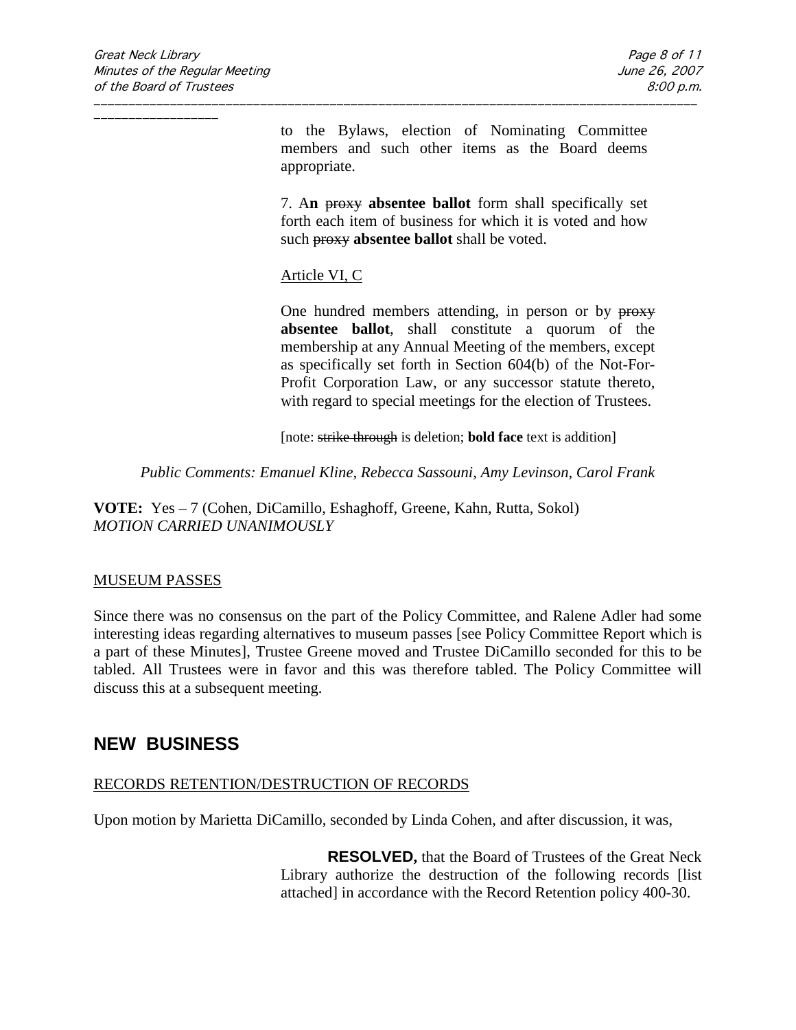to the Bylaws, election of Nominating Committee members and such other items as the Board deems appropriate.

7. A**n** ~~proxy~~ **absentee ballot** form shall specifically set forth each item of business for which it is voted and how such ~~proxy~~ **absentee ballot** shall be voted.

<u>Article VI, C</u>

One hundred members attending, in person or by ~~proxy~~ **absentee ballot**, shall constitute a quorum of the membership at any Annual Meeting of the members, except as specifically set forth in Section 604(b) of the Not-For-Profit Corporation Law, or any successor statute thereto, with regard to special meetings for the election of Trustees.

[note: ~~strike through~~ is deletion; **bold face** text is addition]

*Public Comments: Emanuel Kline, Rebecca Sassouni, Amy Levinson, Carol Frank*

**VOTE:** Yes – 7 (Cohen, DiCamillo, Eshaghoff, Greene, Kahn, Rutta, Sokol)
*MOTION CARRIED UNANIMOUSLY*

<u>MUSEUM PASSES</u>

Since there was no consensus on the part of the Policy Committee, and Ralene Adler had some interesting ideas regarding alternatives to museum passes [see Policy Committee Report which is a part of these Minutes], Trustee Greene moved and Trustee DiCamillo seconded for this to be tabled. All Trustees were in favor and this was therefore tabled. The Policy Committee will discuss this at a subsequent meeting.

## NEW BUSINESS

<u>RECORDS RETENTION/DESTRUCTION OF RECORDS</u>

Upon motion by Marietta DiCamillo, seconded by Linda Cohen, and after discussion, it was,

**RESOLVED,** that the Board of Trustees of the Great Neck Library authorize the destruction of the following records [list attached] in accordance with the Record Retention policy 400-30.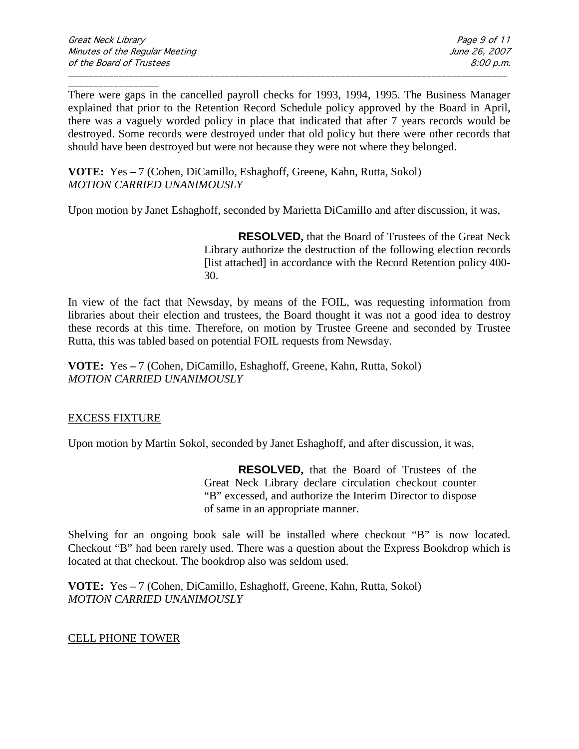There were gaps in the cancelled payroll checks for 1993, 1994, 1995. The Business Manager explained that prior to the Retention Record Schedule policy approved by the Board in April, there was a vaguely worded policy in place that indicated that after 7 years records would be destroyed. Some records were destroyed under that old policy but there were other records that should have been destroyed but were not because they were not where they belonged.

**VOTE:** Yes – 7 (Cohen, DiCamillo, Eshaghoff, Greene, Kahn, Rutta, Sokol)
*MOTION CARRIED UNANIMOUSLY*

Upon motion by Janet Eshaghoff, seconded by Marietta DiCamillo and after discussion, it was,

> **RESOLVED,** that the Board of Trustees of the Great Neck Library authorize the destruction of the following election records [list attached] in accordance with the Record Retention policy 400-30.

In view of the fact that Newsday, by means of the FOIL, was requesting information from libraries about their election and trustees, the Board thought it was not a good idea to destroy these records at this time. Therefore, on motion by Trustee Greene and seconded by Trustee Rutta, this was tabled based on potential FOIL requests from Newsday.

**VOTE:** Yes – 7 (Cohen, DiCamillo, Eshaghoff, Greene, Kahn, Rutta, Sokol)
*MOTION CARRIED UNANIMOUSLY*

## EXCESS FIXTURE

Upon motion by Martin Sokol, seconded by Janet Eshaghoff, and after discussion, it was,

> **RESOLVED,** that the Board of Trustees of the Great Neck Library declare circulation checkout counter "B" excessed, and authorize the Interim Director to dispose of same in an appropriate manner.

Shelving for an ongoing book sale will be installed where checkout "B" is now located. Checkout "B" had been rarely used. There was a question about the Express Bookdrop which is located at that checkout. The bookdrop also was seldom used.

**VOTE:** Yes – 7 (Cohen, DiCamillo, Eshaghoff, Greene, Kahn, Rutta, Sokol)
*MOTION CARRIED UNANIMOUSLY*

## CELL PHONE TOWER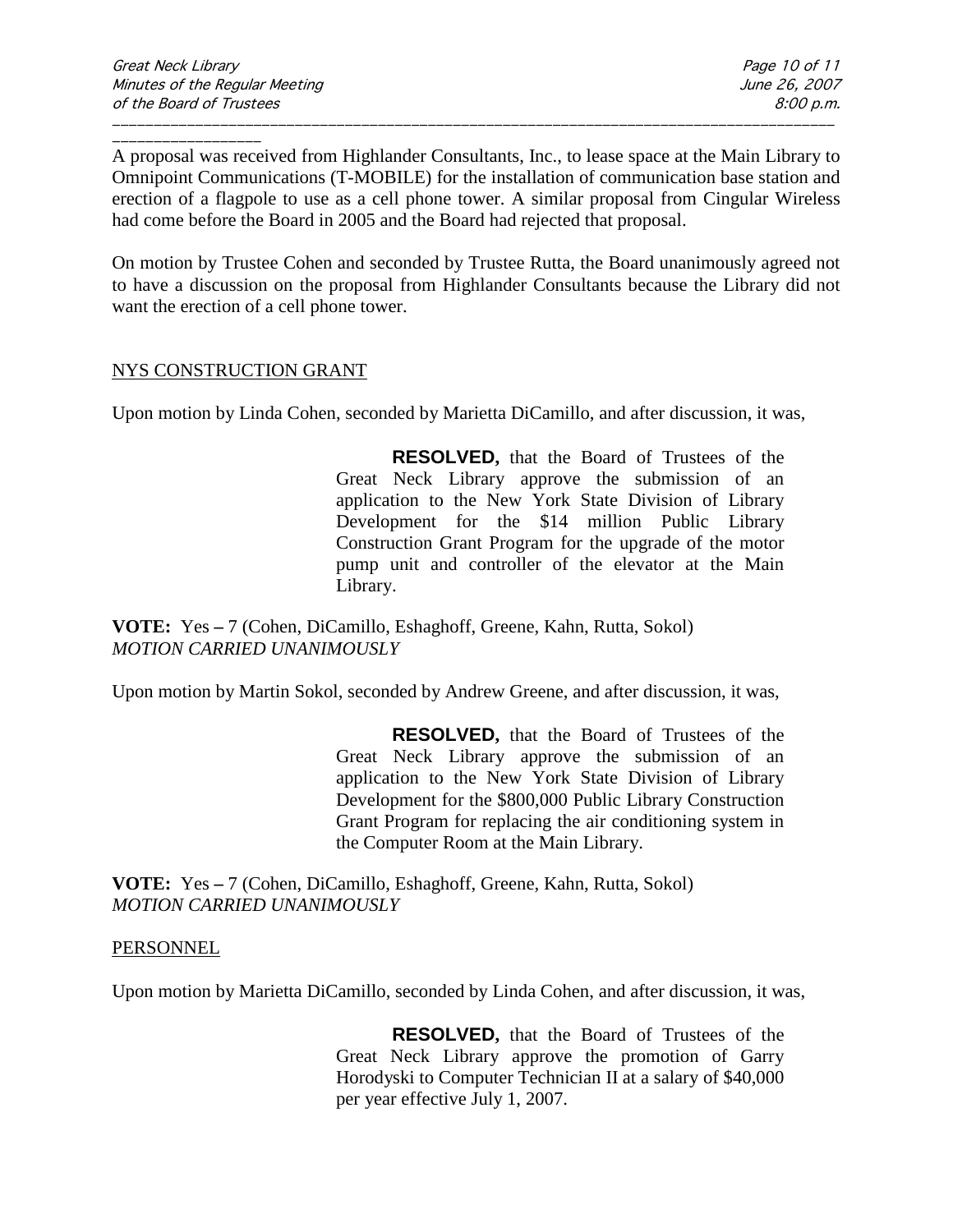A proposal was received from Highlander Consultants, Inc., to lease space at the Main Library to Omnipoint Communications (T-MOBILE) for the installation of communication base station and erection of a flagpole to use as a cell phone tower. A similar proposal from Cingular Wireless had come before the Board in 2005 and the Board had rejected that proposal.

On motion by Trustee Cohen and seconded by Trustee Rutta, the Board unanimously agreed not to have a discussion on the proposal from Highlander Consultants because the Library did not want the erection of a cell phone tower.

NYS CONSTRUCTION GRANT

Upon motion by Linda Cohen, seconded by Marietta DiCamillo, and after discussion, it was,

> **RESOLVED,** that the Board of Trustees of the Great Neck Library approve the submission of an application to the New York State Division of Library Development for the $14 million Public Library Construction Grant Program for the upgrade of the motor pump unit and controller of the elevator at the Main Library.

**VOTE:** Yes – 7 (Cohen, DiCamillo, Eshaghoff, Greene, Kahn, Rutta, Sokol)
*MOTION CARRIED UNANIMOUSLY*

Upon motion by Martin Sokol, seconded by Andrew Greene, and after discussion, it was,

> **RESOLVED,** that the Board of Trustees of the Great Neck Library approve the submission of an application to the New York State Division of Library Development for the $800,000 Public Library Construction Grant Program for replacing the air conditioning system in the Computer Room at the Main Library.

**VOTE:** Yes – 7 (Cohen, DiCamillo, Eshaghoff, Greene, Kahn, Rutta, Sokol)
*MOTION CARRIED UNANIMOUSLY*

PERSONNEL

Upon motion by Marietta DiCamillo, seconded by Linda Cohen, and after discussion, it was,

> **RESOLVED,** that the Board of Trustees of the Great Neck Library approve the promotion of Garry Horodyski to Computer Technician II at a salary of $40,000 per year effective July 1, 2007.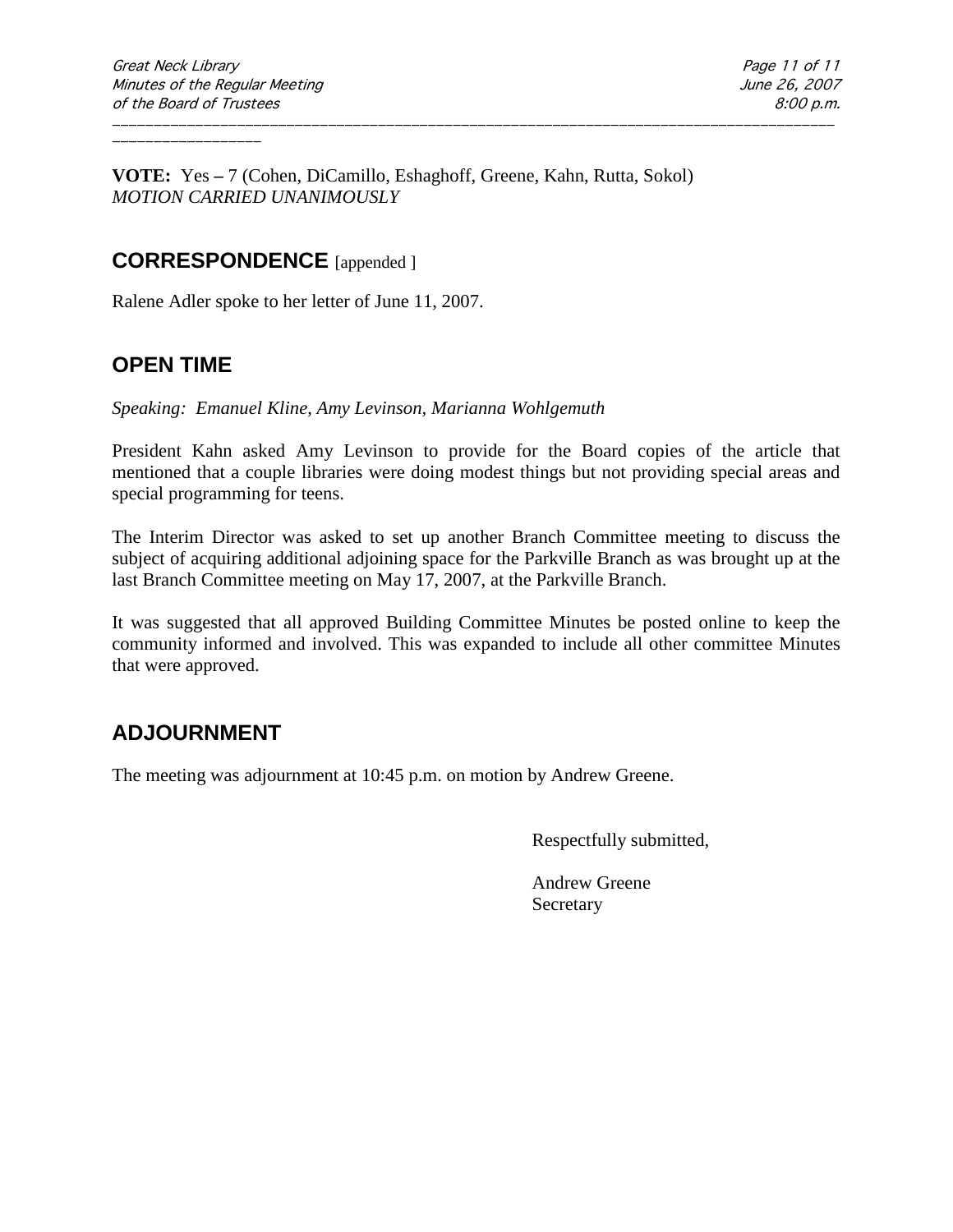**VOTE:** Yes – 7 (Cohen, DiCamillo, Eshaghoff, Greene, Kahn, Rutta, Sokol)
*MOTION CARRIED UNANIMOUSLY*

## CORRESPONDENCE [appended ]

Ralene Adler spoke to her letter of June 11, 2007.

## OPEN TIME

*Speaking: Emanuel Kline, Amy Levinson, Marianna Wohlgemuth*

President Kahn asked Amy Levinson to provide for the Board copies of the article that mentioned that a couple libraries were doing modest things but not providing special areas and special programming for teens.

The Interim Director was asked to set up another Branch Committee meeting to discuss the subject of acquiring additional adjoining space for the Parkville Branch as was brought up at the last Branch Committee meeting on May 17, 2007, at the Parkville Branch.

It was suggested that all approved Building Committee Minutes be posted online to keep the community informed and involved. This was expanded to include all other committee Minutes that were approved.

## ADJOURNMENT

The meeting was adjournment at 10:45 p.m. on motion by Andrew Greene.

Respectfully submitted,

Andrew Greene
Secretary